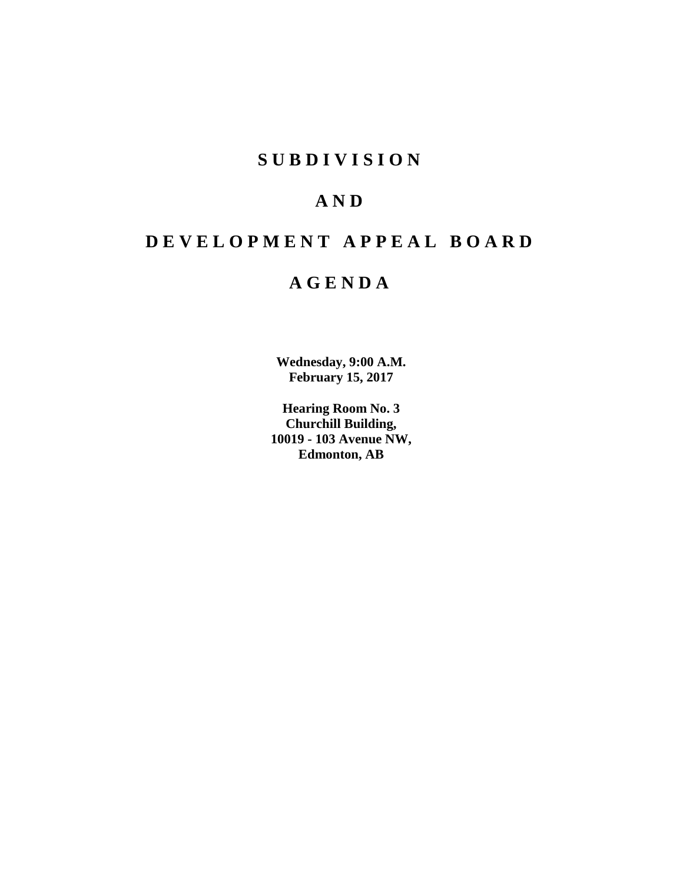# S U B D I V I S I O N

# A N D

# D E V E L O P M E N T   A P P E A L   B O A R D

# A G E N D A

**Wednesday, 9:00 A.M.**
**February 15, 2017**

**Hearing Room No. 3**
**Churchill Building,**
**10019 - 103 Avenue NW,**
**Edmonton, AB**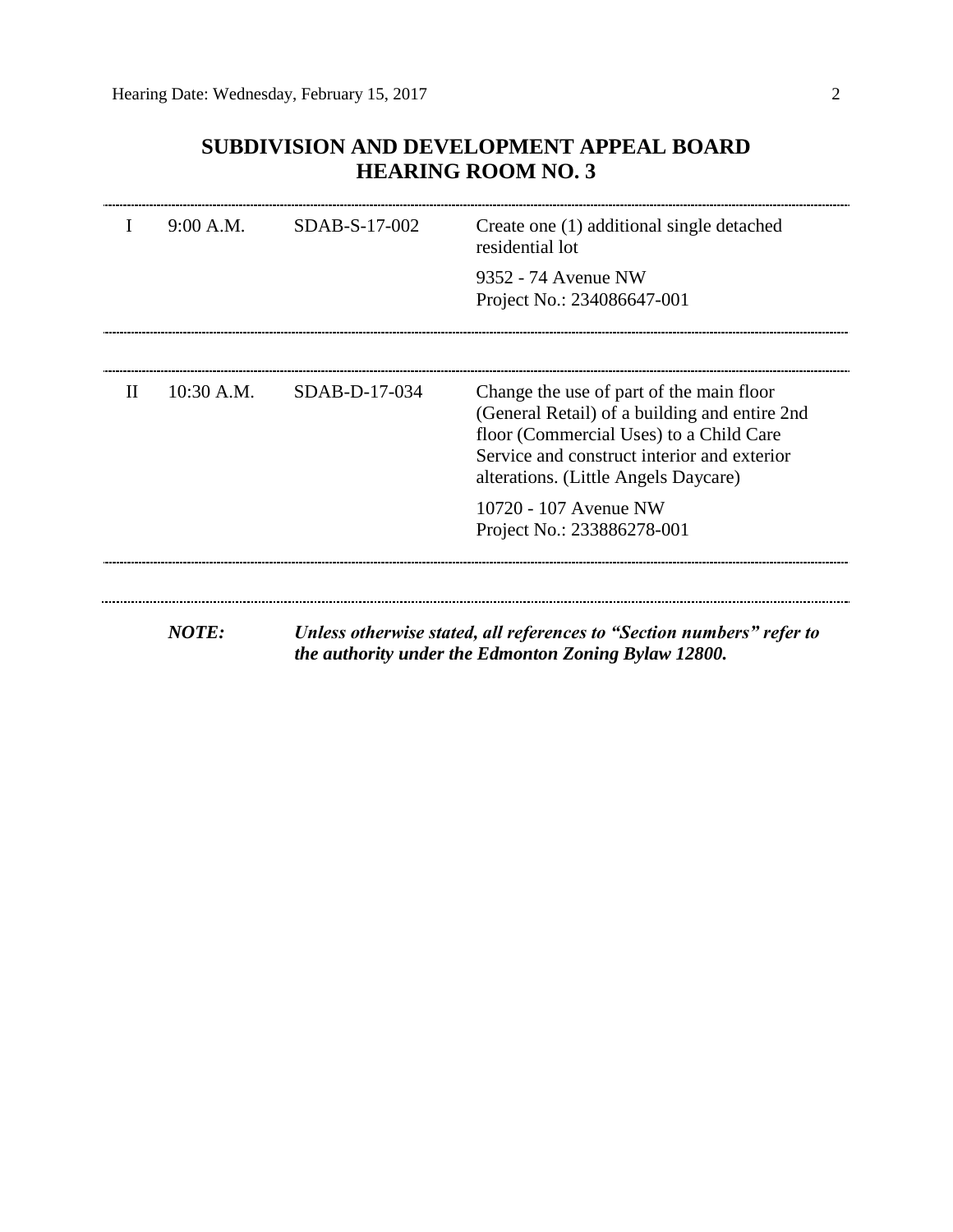## SUBDIVISION AND DEVELOPMENT APPEAL BOARD
## HEARING ROOM NO. 3

| | | | |
|---|---|---|---|
| I | 9:00 A.M. | SDAB-S-17-002 | Create one (1) additional single detached residential lot<br><br>9352 - 74 Avenue NW<br>Project No.: 234086647-001 |
| II | 10:30 A.M. | SDAB-D-17-034 | Change the use of part of the main floor (General Retail) of a building and entire 2nd floor (Commercial Uses) to a Child Care Service and construct interior and exterior alterations. (Little Angels Daycare)<br><br>10720 - 107 Avenue NW<br>Project No.: 233886278-001 |

***NOTE:*** ***Unless otherwise stated, all references to "Section numbers" refer to the authority under the Edmonton Zoning Bylaw 12800.***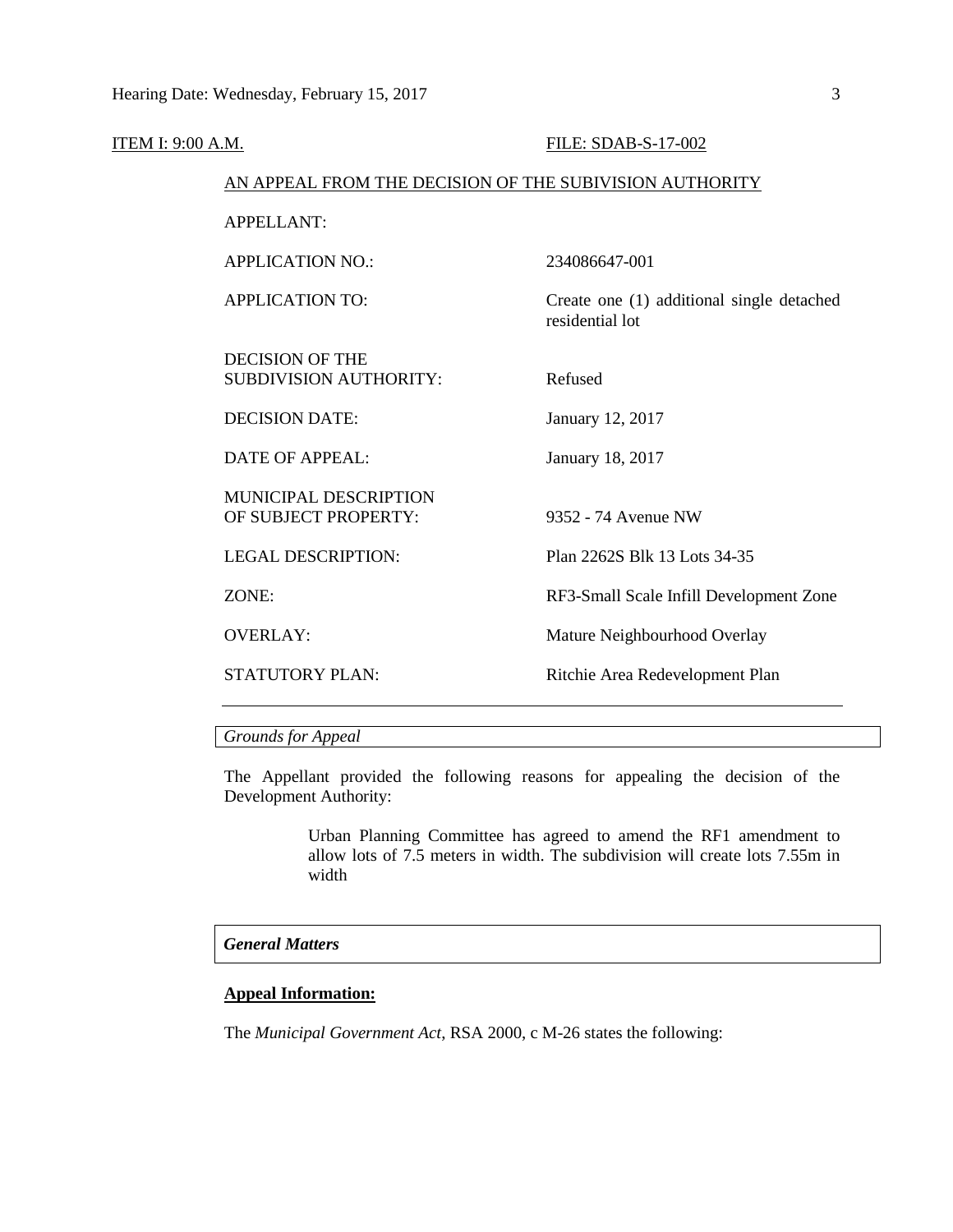ITEM I: 9:00 A.M. FILE: SDAB-S-17-002

AN APPEAL FROM THE DECISION OF THE SUBIVISION AUTHORITY

| | |
|---|---|
| APPELLANT: | |
| APPLICATION NO.: | 234086647-001 |
| APPLICATION TO: | Create one (1) additional single detached residential lot |
| DECISION OF THE SUBDIVISION AUTHORITY: | Refused |
| DECISION DATE: | January 12, 2017 |
| DATE OF APPEAL: | January 18, 2017 |
| MUNICIPAL DESCRIPTION OF SUBJECT PROPERTY: | 9352 - 74 Avenue NW |
| LEGAL DESCRIPTION: | Plan 2262S Blk 13 Lots 34-35 |
| ZONE: | RF3-Small Scale Infill Development Zone |
| OVERLAY: | Mature Neighbourhood Overlay |
| STATUTORY PLAN: | Ritchie Area Redevelopment Plan |

*Grounds for Appeal*

The Appellant provided the following reasons for appealing the decision of the Development Authority:

> Urban Planning Committee has agreed to amend the RF1 amendment to allow lots of 7.5 meters in width. The subdivision will create lots 7.55m in width

***General Matters***

**Appeal Information:**

The *Municipal Government Act*, RSA 2000, c M-26 states the following: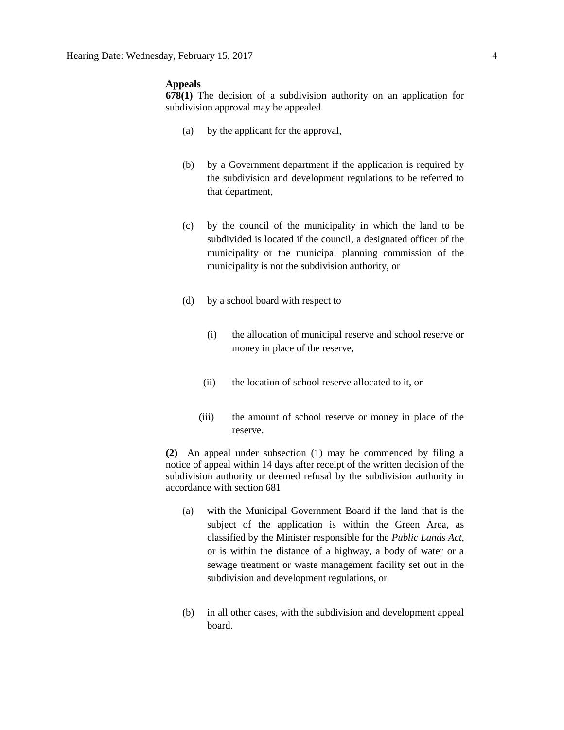**Appeals**

**678(1)** The decision of a subdivision authority on an application for subdivision approval may be appealed

(a) by the applicant for the approval,

(b) by a Government department if the application is required by the subdivision and development regulations to be referred to that department,

(c) by the council of the municipality in which the land to be subdivided is located if the council, a designated officer of the municipality or the municipal planning commission of the municipality is not the subdivision authority, or

(d) by a school board with respect to

(i) the allocation of municipal reserve and school reserve or money in place of the reserve,

(ii) the location of school reserve allocated to it, or

(iii) the amount of school reserve or money in place of the reserve.

**(2)** An appeal under subsection (1) may be commenced by filing a notice of appeal within 14 days after receipt of the written decision of the subdivision authority or deemed refusal by the subdivision authority in accordance with section 681

(a) with the Municipal Government Board if the land that is the subject of the application is within the Green Area, as classified by the Minister responsible for the *Public Lands Act*, or is within the distance of a highway, a body of water or a sewage treatment or waste management facility set out in the subdivision and development regulations, or

(b) in all other cases, with the subdivision and development appeal board.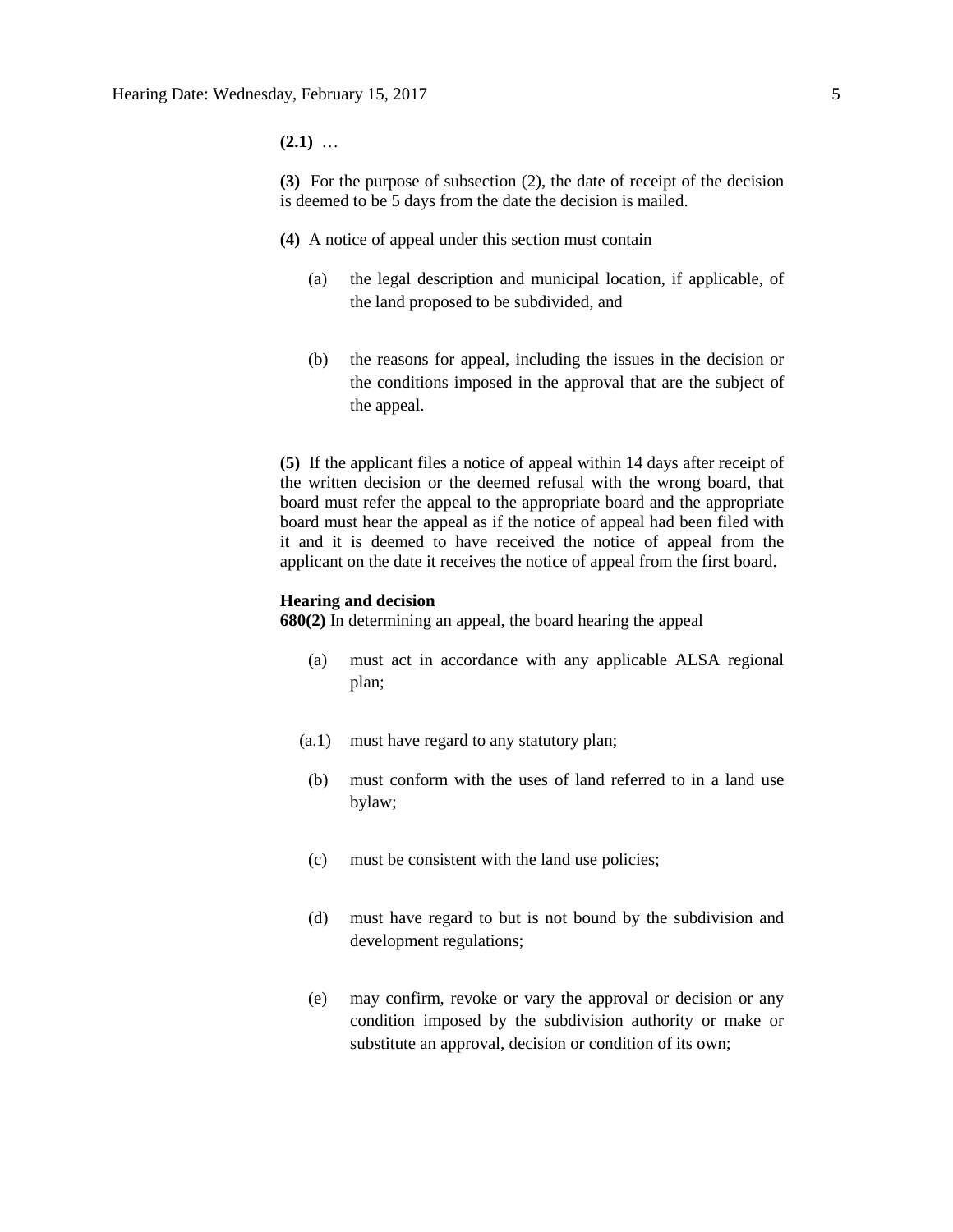**(2.1)** …

**(3)** For the purpose of subsection (2), the date of receipt of the decision is deemed to be 5 days from the date the decision is mailed.

**(4)** A notice of appeal under this section must contain

(a) the legal description and municipal location, if applicable, of the land proposed to be subdivided, and

(b) the reasons for appeal, including the issues in the decision or the conditions imposed in the approval that are the subject of the appeal.

**(5)** If the applicant files a notice of appeal within 14 days after receipt of the written decision or the deemed refusal with the wrong board, that board must refer the appeal to the appropriate board and the appropriate board must hear the appeal as if the notice of appeal had been filed with it and it is deemed to have received the notice of appeal from the applicant on the date it receives the notice of appeal from the first board.

**Hearing and decision**

**680(2)** In determining an appeal, the board hearing the appeal

(a) must act in accordance with any applicable ALSA regional plan;

(a.1) must have regard to any statutory plan;

(b) must conform with the uses of land referred to in a land use bylaw;

(c) must be consistent with the land use policies;

(d) must have regard to but is not bound by the subdivision and development regulations;

(e) may confirm, revoke or vary the approval or decision or any condition imposed by the subdivision authority or make or substitute an approval, decision or condition of its own;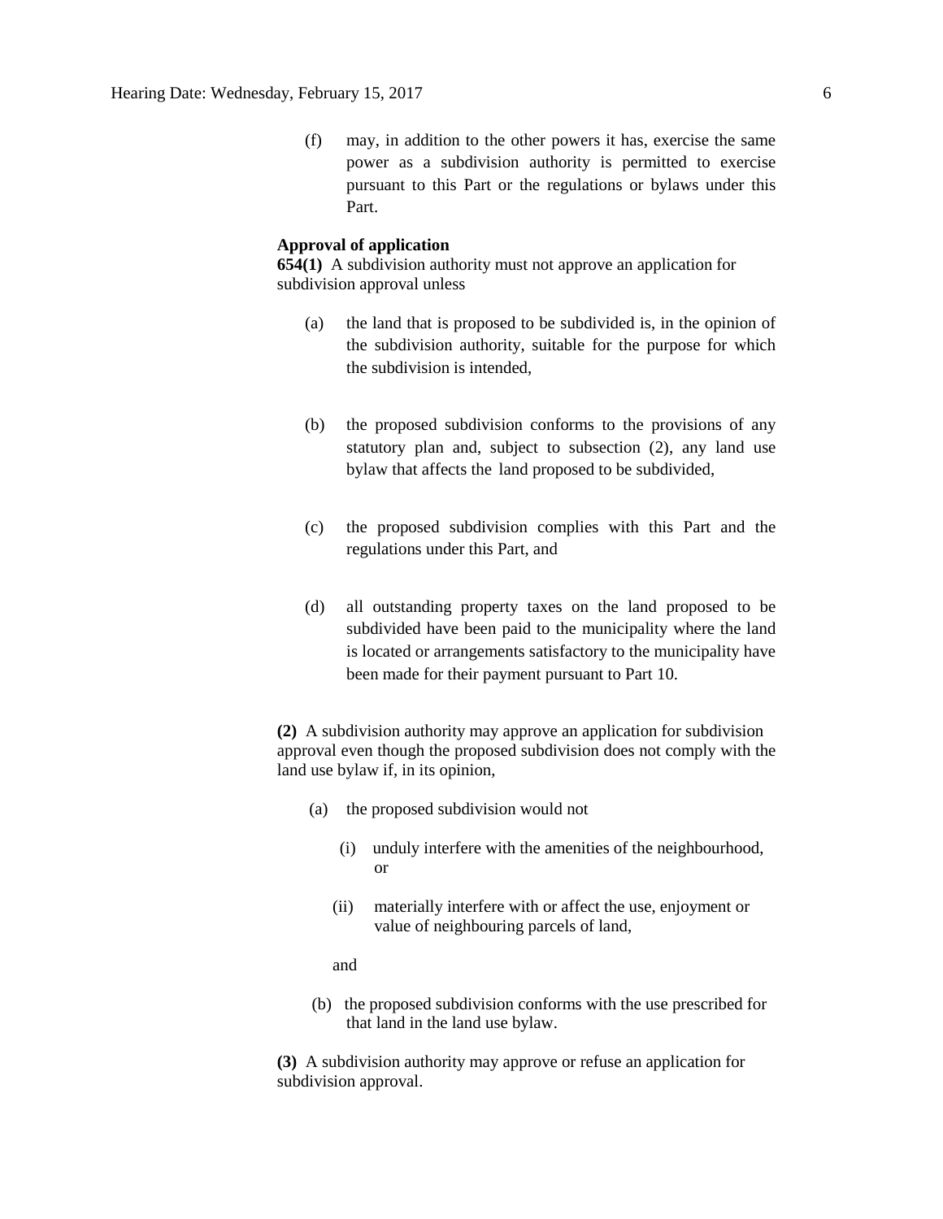(f) may, in addition to the other powers it has, exercise the same power as a subdivision authority is permitted to exercise pursuant to this Part or the regulations or bylaws under this Part.

**Approval of application**

**654(1)** A subdivision authority must not approve an application for subdivision approval unless

(a) the land that is proposed to be subdivided is, in the opinion of the subdivision authority, suitable for the purpose for which the subdivision is intended,

(b) the proposed subdivision conforms to the provisions of any statutory plan and, subject to subsection (2), any land use bylaw that affects the land proposed to be subdivided,

(c) the proposed subdivision complies with this Part and the regulations under this Part, and

(d) all outstanding property taxes on the land proposed to be subdivided have been paid to the municipality where the land is located or arrangements satisfactory to the municipality have been made for their payment pursuant to Part 10.

**(2)** A subdivision authority may approve an application for subdivision approval even though the proposed subdivision does not comply with the land use bylaw if, in its opinion,

(a) the proposed subdivision would not

(i) unduly interfere with the amenities of the neighbourhood, or

(ii) materially interfere with or affect the use, enjoyment or value of neighbouring parcels of land,

and

(b) the proposed subdivision conforms with the use prescribed for that land in the land use bylaw.

**(3)** A subdivision authority may approve or refuse an application for subdivision approval.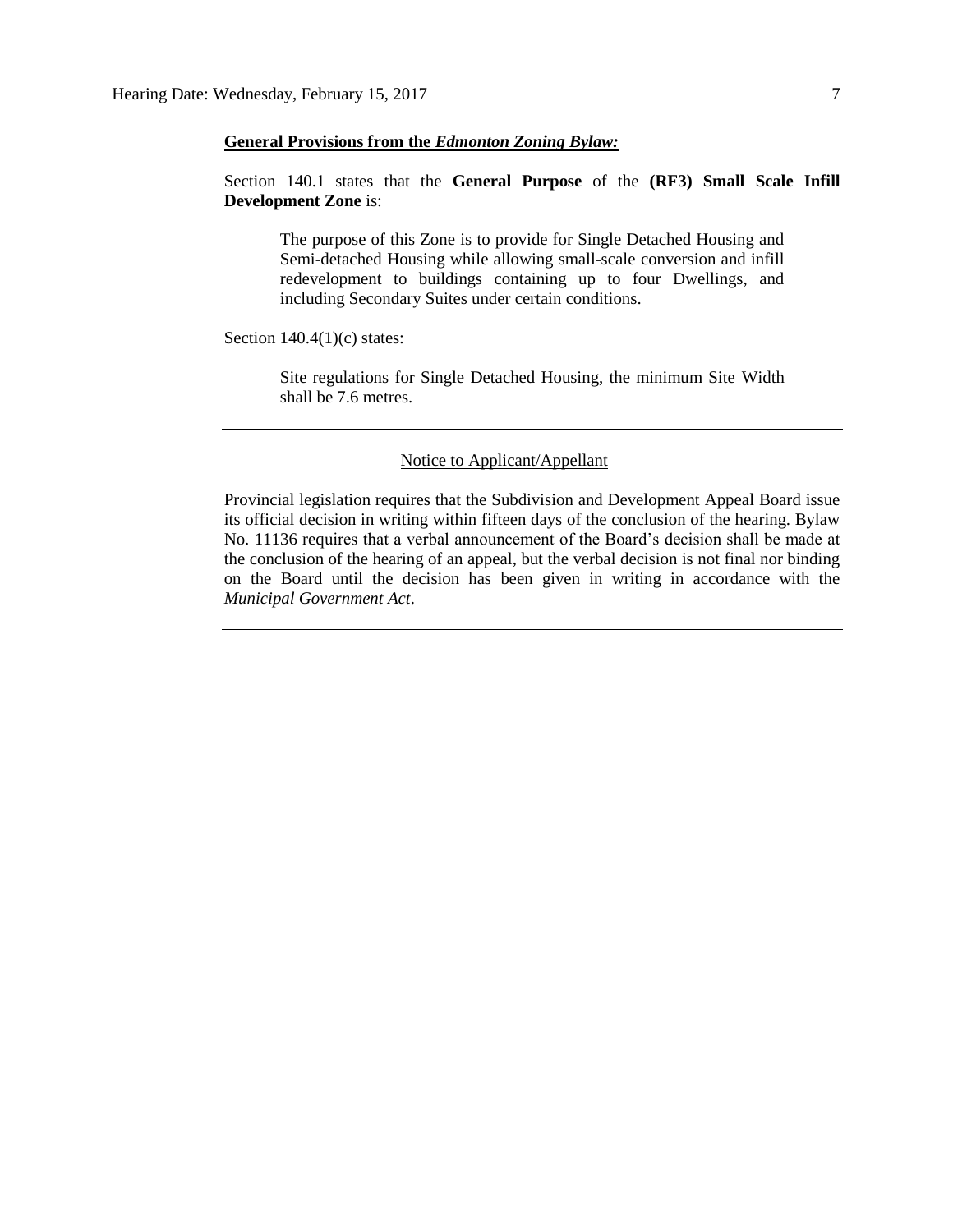**General Provisions from the *Edmonton Zoning Bylaw:***

Section 140.1 states that the **General Purpose** of the **(RF3) Small Scale Infill Development Zone** is:

> The purpose of this Zone is to provide for Single Detached Housing and Semi-detached Housing while allowing small-scale conversion and infill redevelopment to buildings containing up to four Dwellings, and including Secondary Suites under certain conditions.

Section 140.4(1)(c) states:

> Site regulations for Single Detached Housing, the minimum Site Width shall be 7.6 metres.

---

Notice to Applicant/Appellant

Provincial legislation requires that the Subdivision and Development Appeal Board issue its official decision in writing within fifteen days of the conclusion of the hearing. Bylaw No. 11136 requires that a verbal announcement of the Board's decision shall be made at the conclusion of the hearing of an appeal, but the verbal decision is not final nor binding on the Board until the decision has been given in writing in accordance with the *Municipal Government Act*.

---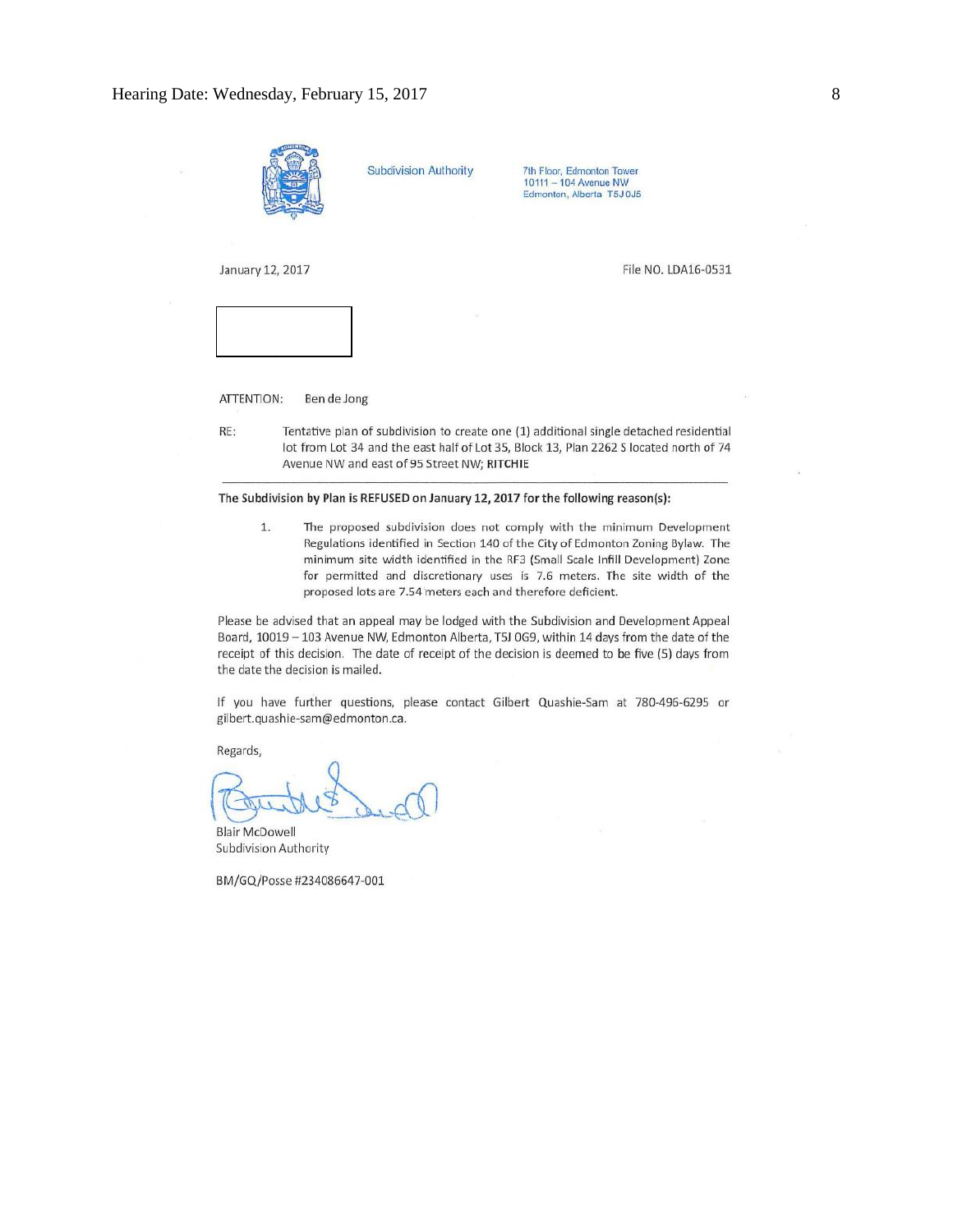Subdivision Authority

7th Floor, Edmonton Tower
10111 – 104 Avenue NW
Edmonton, Alberta T5J 0J5

January 12, 2017

File NO. LDA16-0531

ATTENTION: Ben de Jong

RE: Tentative plan of subdivision to create one (1) additional single detached residential lot from Lot 34 and the east half of Lot 35, Block 13, Plan 2262 S located north of 74 Avenue NW and east of 95 Street NW; **RITCHIE**

---

**The Subdivision by Plan is REFUSED on January 12, 2017 for the following reason(s):**

1. The proposed subdivision does not comply with the minimum Development Regulations identified in Section 140 of the City of Edmonton Zoning Bylaw. The minimum site width identified in the RF3 (Small Scale Infill Development) Zone for permitted and discretionary uses is 7.6 meters. The site width of the proposed lots are 7.54 meters each and therefore deficient.

Please be advised that an appeal may be lodged with the Subdivision and Development Appeal Board, 10019 – 103 Avenue NW, Edmonton Alberta, T5J 0G9, within 14 days from the date of the receipt of this decision. The date of receipt of the decision is deemed to be five (5) days from the date the decision is mailed.

If you have further questions, please contact Gilbert Quashie-Sam at 780-496-6295 or gilbert.quashie-sam@edmonton.ca.

Regards,

Blair McDowell
Subdivision Authority

BM/GQ/Posse #234086647-001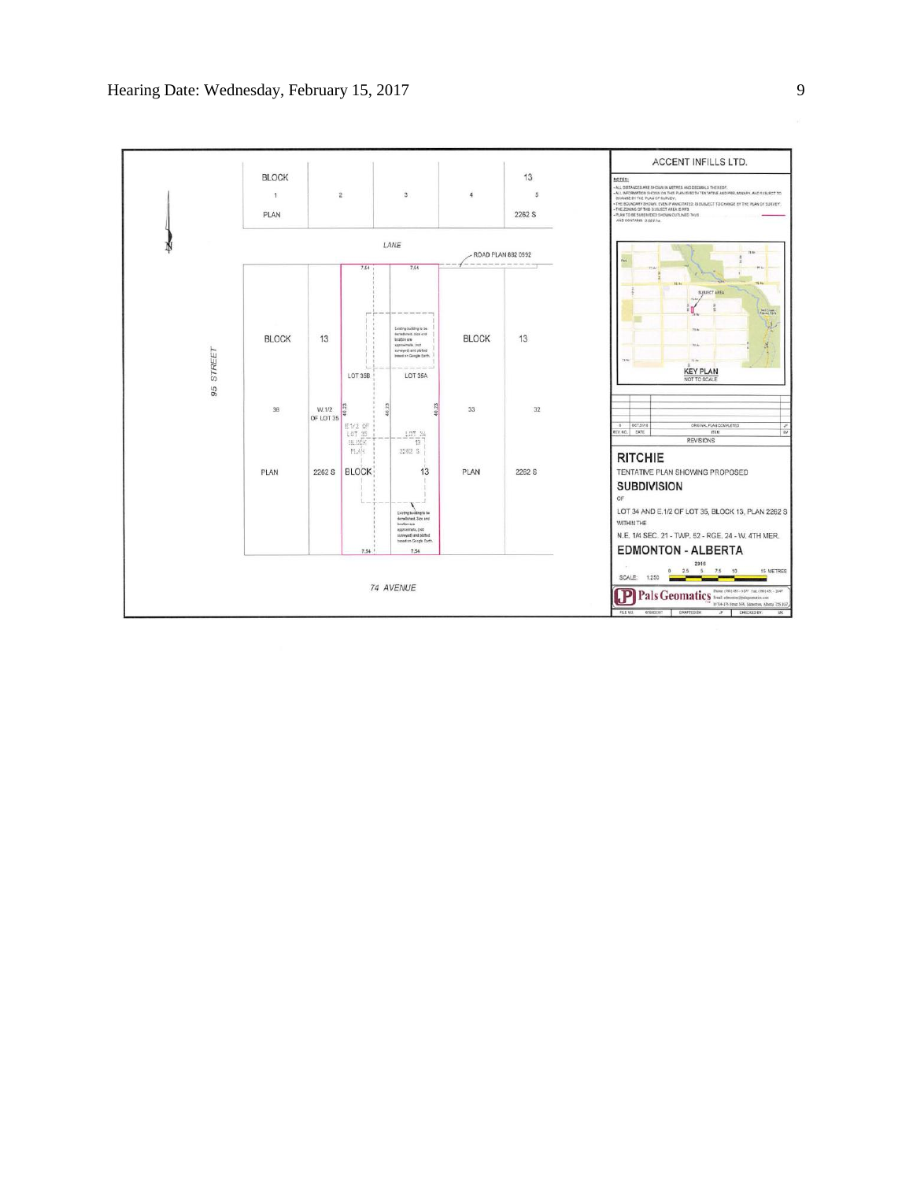ACCENT INFILLS LTD.

NOTES:
- ALL DISTANCES ARE SHOWN IN METRES AND DECIMALS THEREOF.
- ALL INFORMATION SHOWN ON THIS PLAN IS BOTH TENTATIVE AND PRELIMINARY, AND SUBJECT TO CHANGE BY THE PLAN OF SURVEY.
- THE BOUNDARY SHOWN, EVEN IF ANNOTATED IS SUBJECT TO CHANGE BY THE PLAN OF SURVEY.
- THE ZONING OF THIS SUBJECT AREA IS RF3.
- PLAN TO BE SUBDIVIDED SHOWN OUTLINED THUS
  AND CONTAINS 0.022 ha.

KEY PLAN
NOT TO SCALE

| REV. NO. | DATE | ITEM | |
|---|---|---|---|
| 0 | OCT.2016 | ORIGINAL PLAN COMPLETED | JP |

REVISIONS

## RITCHIE

TENTATIVE PLAN SHOWING PROPOSED

## SUBDIVISION

OF

LOT 34 AND E.1/2 OF LOT 35, BLOCK 13, PLAN 2262 S

WITHIN THE

N.E. 1/4 SEC. 21 - TWP. 52 - RGE. 24 - W. 4TH MER.

## EDMONTON - ALBERTA

SCALE: 1:250

Pals Geomatics

BLOCK 1 PLAN 2 3 4 13 5 2262 S

LANE

ROAD PLAN 882 0992

95 STREET

BLOCK 13 38 PLAN 2262 S

W.1/2 OF LOT 35

LOT 35B

LOT 35A

E.1/2 OF LOT 35 BLOCK PLAN

LOT 34 13 2262 S

BLOCK 13

BLOCK 13 33 32 PLAN 2262 S

Existing building to be demolished, size and location are approximate, (not surveyed) and plotted based on Google Earth.

7.54 7.54 46.23 46.23 46.23 7.54 7.54

74 AVENUE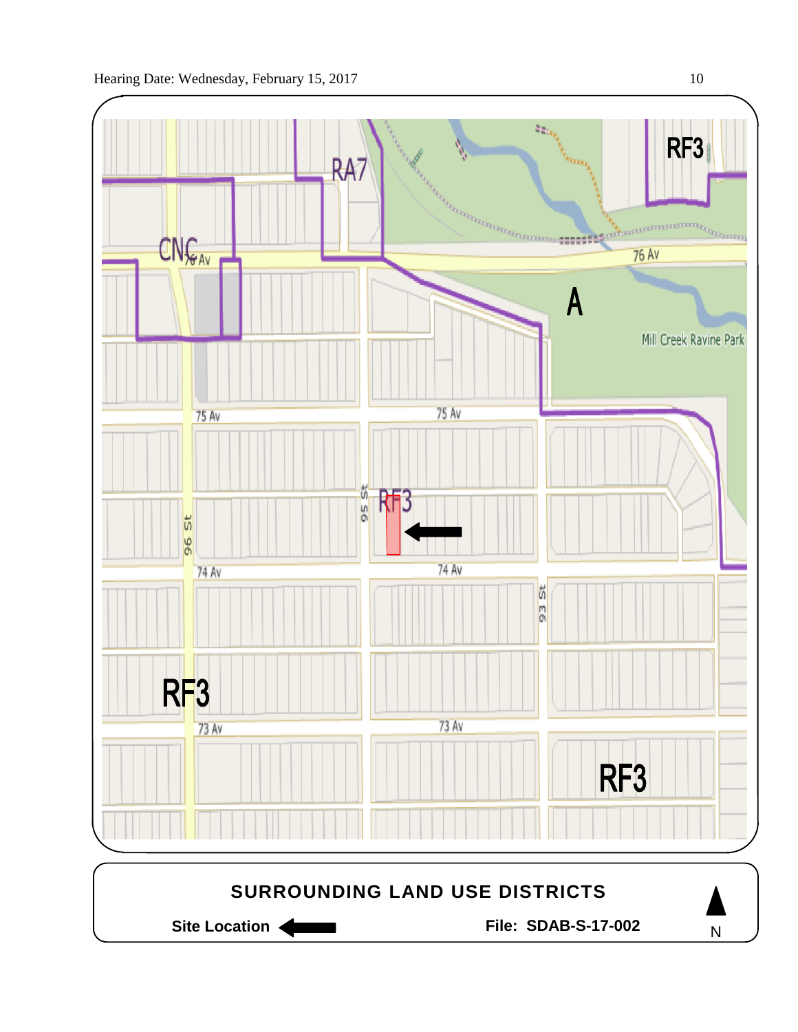RF3

RA7

CNC

76 Av

76 Av

A

Mill Creek Ravine Park

75 Av

75 Av

95 St

RF3

96 St

74 Av

74 Av

93 St

RF3

73 Av

73 Av

RF3

**SURROUNDING LAND USE DISTRICTS**

**Site Location** ←

**File: SDAB-S-17-002**

N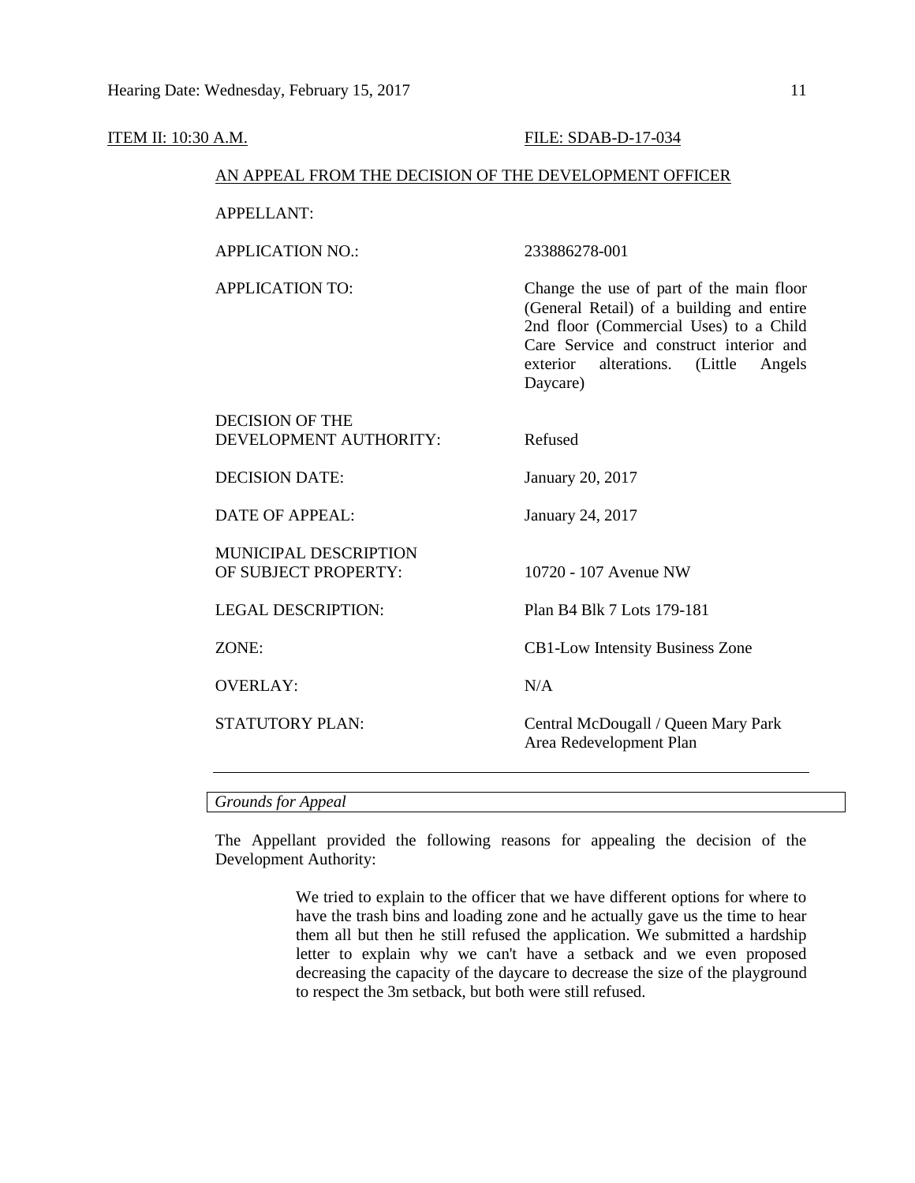ITEM II: 10:30 A.M. FILE: SDAB-D-17-034

AN APPEAL FROM THE DECISION OF THE DEVELOPMENT OFFICER

| | |
|---|---|
| APPELLANT: | |
| APPLICATION NO.: | 233886278-001 |
| APPLICATION TO: | Change the use of part of the main floor (General Retail) of a building and entire 2nd floor (Commercial Uses) to a Child Care Service and construct interior and exterior alterations. (Little Angels Daycare) |
| DECISION OF THE DEVELOPMENT AUTHORITY: | Refused |
| DECISION DATE: | January 20, 2017 |
| DATE OF APPEAL: | January 24, 2017 |
| MUNICIPAL DESCRIPTION OF SUBJECT PROPERTY: | 10720 - 107 Avenue NW |
| LEGAL DESCRIPTION: | Plan B4 Blk 7 Lots 179-181 |
| ZONE: | CB1-Low Intensity Business Zone |
| OVERLAY: | N/A |
| STATUTORY PLAN: | Central McDougall / Queen Mary Park Area Redevelopment Plan |

*Grounds for Appeal*

The Appellant provided the following reasons for appealing the decision of the Development Authority:

> We tried to explain to the officer that we have different options for where to have the trash bins and loading zone and he actually gave us the time to hear them all but then he still refused the application. We submitted a hardship letter to explain why we can't have a setback and we even proposed decreasing the capacity of the daycare to decrease the size of the playground to respect the 3m setback, but both were still refused.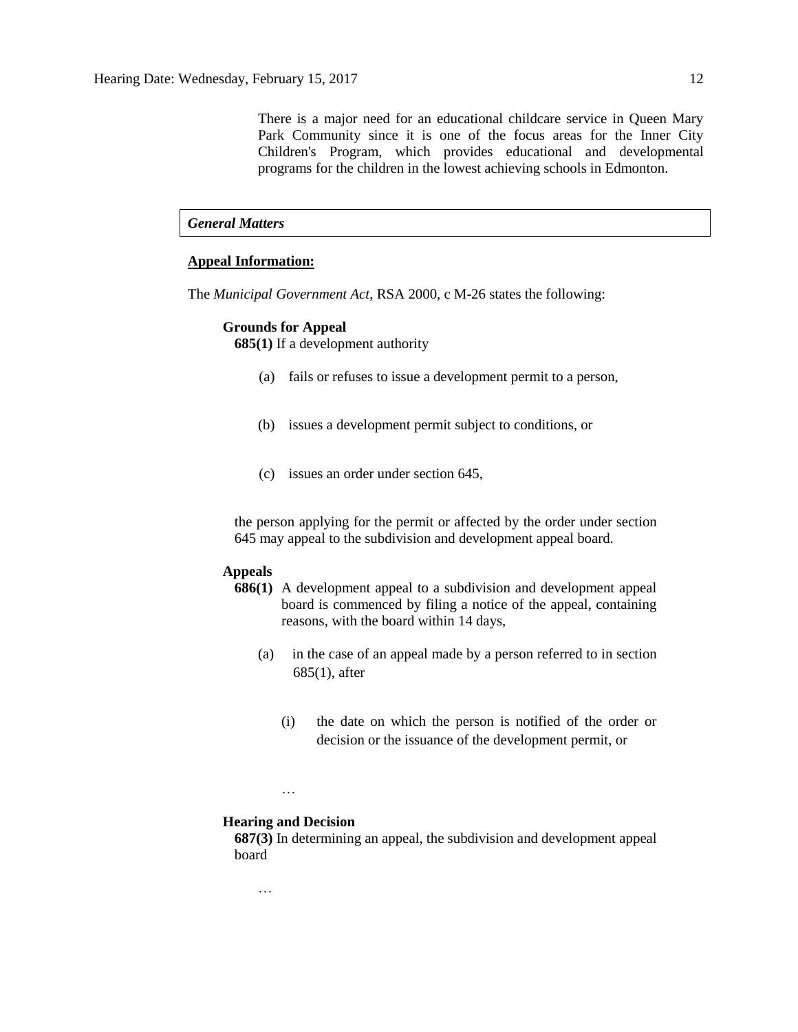There is a major need for an educational childcare service in Queen Mary Park Community since it is one of the focus areas for the Inner City Children's Program, which provides educational and developmental programs for the children in the lowest achieving schools in Edmonton.

### *General Matters*

**Appeal Information:**

The *Municipal Government Act*, RSA 2000, c M-26 states the following:

**Grounds for Appeal**

**685(1)** If a development authority

(a) fails or refuses to issue a development permit to a person,

(b) issues a development permit subject to conditions, or

(c) issues an order under section 645,

the person applying for the permit or affected by the order under section 645 may appeal to the subdivision and development appeal board.

**Appeals**

**686(1)** A development appeal to a subdivision and development appeal board is commenced by filing a notice of the appeal, containing reasons, with the board within 14 days,

(a) in the case of an appeal made by a person referred to in section 685(1), after

(i) the date on which the person is notified of the order or decision or the issuance of the development permit, or

…

**Hearing and Decision**

**687(3)** In determining an appeal, the subdivision and development appeal board

…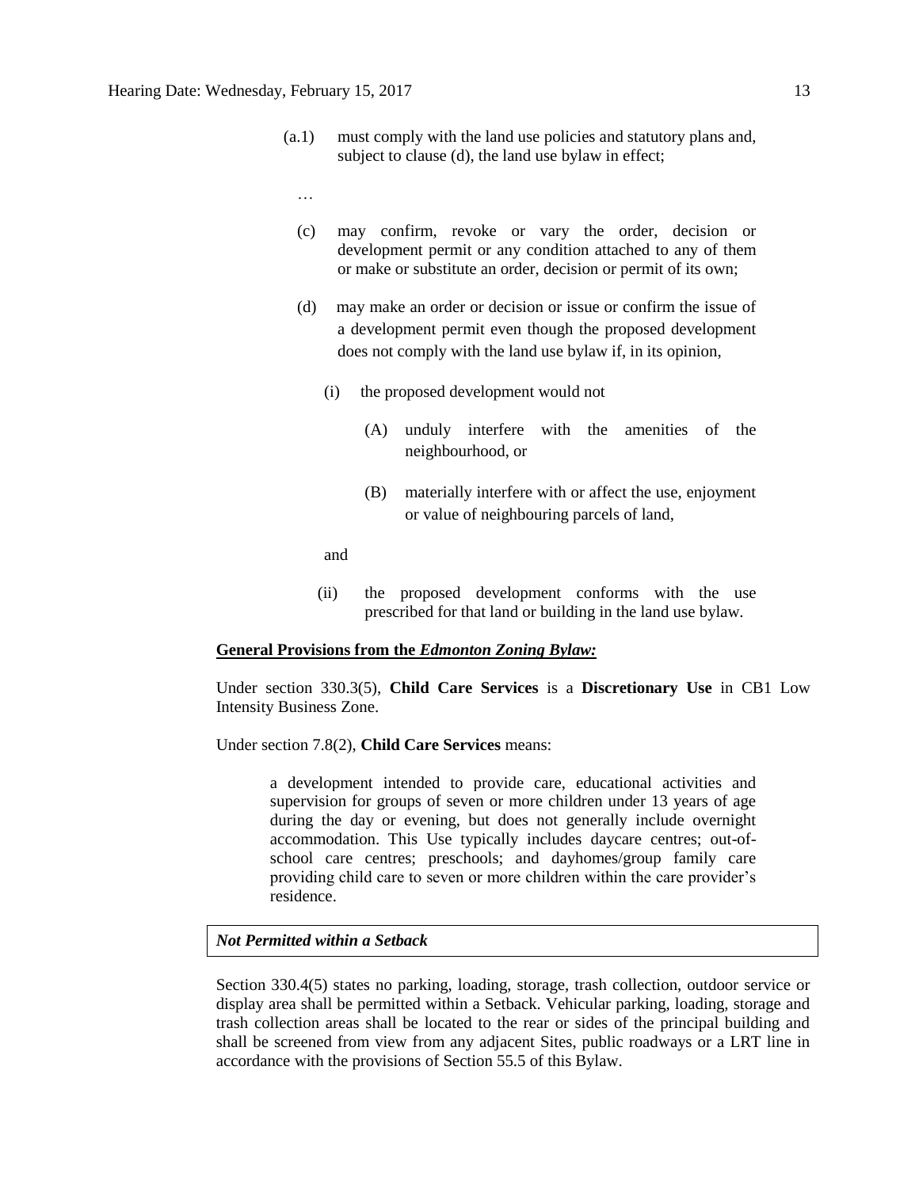(a.1) must comply with the land use policies and statutory plans and, subject to clause (d), the land use bylaw in effect;

…

(c) may confirm, revoke or vary the order, decision or development permit or any condition attached to any of them or make or substitute an order, decision or permit of its own;

(d) may make an order or decision or issue or confirm the issue of a development permit even though the proposed development does not comply with the land use bylaw if, in its opinion,

(i) the proposed development would not

(A) unduly interfere with the amenities of the neighbourhood, or

(B) materially interfere with or affect the use, enjoyment or value of neighbouring parcels of land,

and

(ii) the proposed development conforms with the use prescribed for that land or building in the land use bylaw.

**General Provisions from the *Edmonton Zoning Bylaw:***

Under section 330.3(5), **Child Care Services** is a **Discretionary Use** in CB1 Low Intensity Business Zone.

Under section 7.8(2), **Child Care Services** means:

> a development intended to provide care, educational activities and supervision for groups of seven or more children under 13 years of age during the day or evening, but does not generally include overnight accommodation. This Use typically includes daycare centres; out-of-school care centres; preschools; and dayhomes/group family care providing child care to seven or more children within the care provider's residence.

***Not Permitted within a Setback***

Section 330.4(5) states no parking, loading, storage, trash collection, outdoor service or display area shall be permitted within a Setback. Vehicular parking, loading, storage and trash collection areas shall be located to the rear or sides of the principal building and shall be screened from view from any adjacent Sites, public roadways or a LRT line in accordance with the provisions of Section 55.5 of this Bylaw.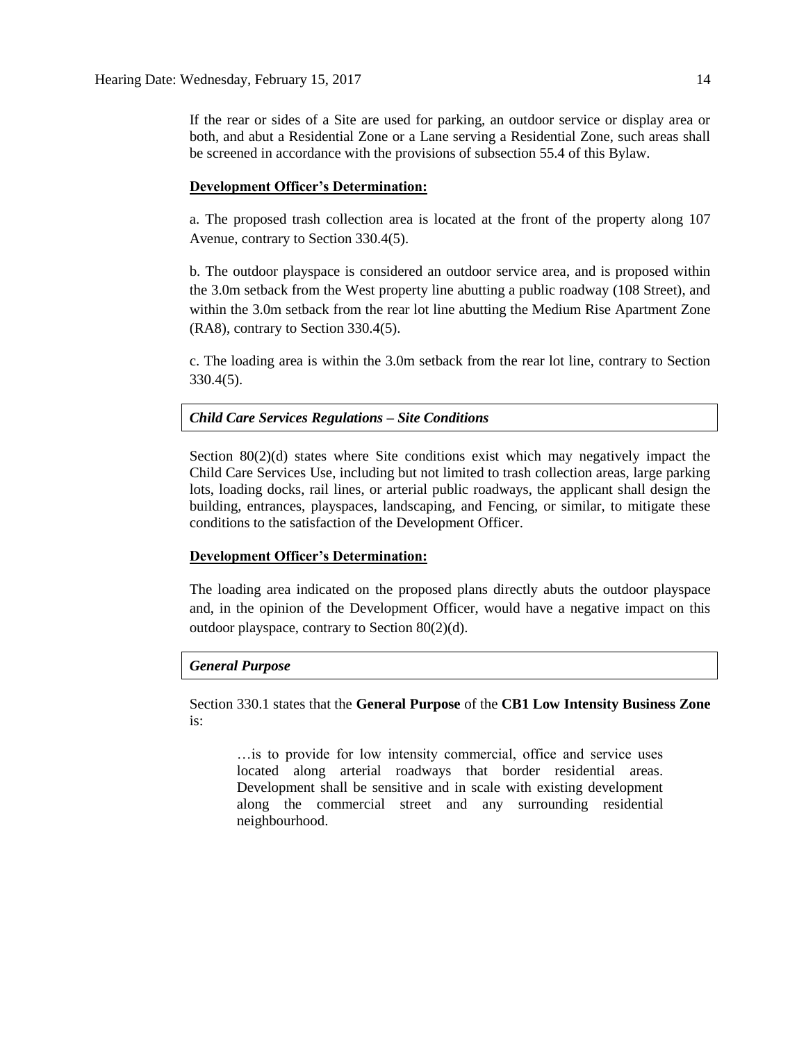If the rear or sides of a Site are used for parking, an outdoor service or display area or both, and abut a Residential Zone or a Lane serving a Residential Zone, such areas shall be screened in accordance with the provisions of subsection 55.4 of this Bylaw.

**Development Officer's Determination:**

a. The proposed trash collection area is located at the front of the property along 107 Avenue, contrary to Section 330.4(5).

b. The outdoor playspace is considered an outdoor service area, and is proposed within the 3.0m setback from the West property line abutting a public roadway (108 Street), and within the 3.0m setback from the rear lot line abutting the Medium Rise Apartment Zone (RA8), contrary to Section 330.4(5).

c. The loading area is within the 3.0m setback from the rear lot line, contrary to Section 330.4(5).

***Child Care Services Regulations – Site Conditions***

Section 80(2)(d) states where Site conditions exist which may negatively impact the Child Care Services Use, including but not limited to trash collection areas, large parking lots, loading docks, rail lines, or arterial public roadways, the applicant shall design the building, entrances, playspaces, landscaping, and Fencing, or similar, to mitigate these conditions to the satisfaction of the Development Officer.

**Development Officer's Determination:**

The loading area indicated on the proposed plans directly abuts the outdoor playspace and, in the opinion of the Development Officer, would have a negative impact on this outdoor playspace, contrary to Section 80(2)(d).

***General Purpose***

Section 330.1 states that the **General Purpose** of the **CB1 Low Intensity Business Zone** is:

> …is to provide for low intensity commercial, office and service uses located along arterial roadways that border residential areas. Development shall be sensitive and in scale with existing development along the commercial street and any surrounding residential neighbourhood.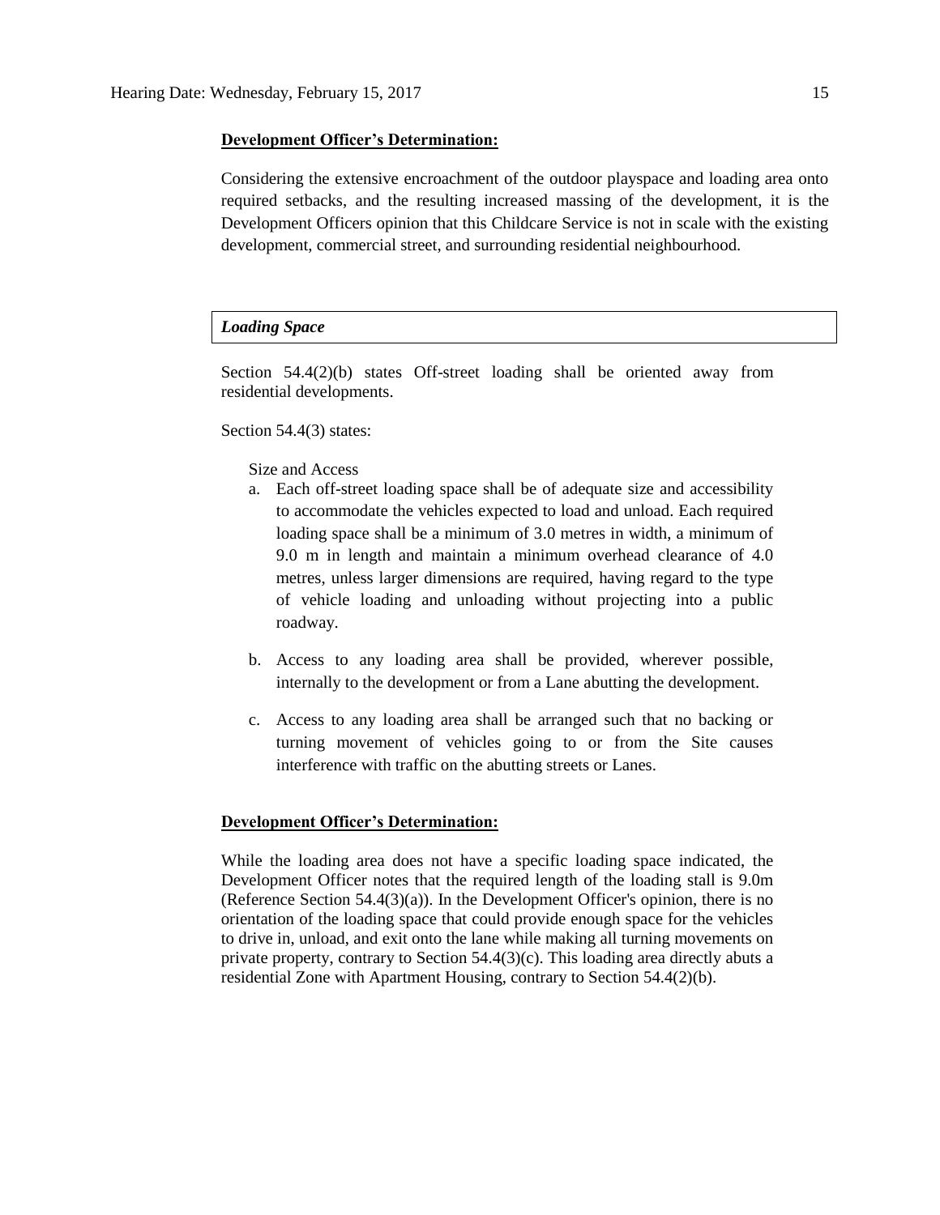**Development Officer's Determination:**

Considering the extensive encroachment of the outdoor playspace and loading area onto required setbacks, and the resulting increased massing of the development, it is the Development Officers opinion that this Childcare Service is not in scale with the existing development, commercial street, and surrounding residential neighbourhood.

***Loading Space***

Section 54.4(2)(b) states Off-street loading shall be oriented away from residential developments.

Section 54.4(3) states:

Size and Access

a. Each off-street loading space shall be of adequate size and accessibility to accommodate the vehicles expected to load and unload. Each required loading space shall be a minimum of 3.0 metres in width, a minimum of 9.0 m in length and maintain a minimum overhead clearance of 4.0 metres, unless larger dimensions are required, having regard to the type of vehicle loading and unloading without projecting into a public roadway.

b. Access to any loading area shall be provided, wherever possible, internally to the development or from a Lane abutting the development.

c. Access to any loading area shall be arranged such that no backing or turning movement of vehicles going to or from the Site causes interference with traffic on the abutting streets or Lanes.

**Development Officer's Determination:**

While the loading area does not have a specific loading space indicated, the Development Officer notes that the required length of the loading stall is 9.0m (Reference Section 54.4(3)(a)). In the Development Officer's opinion, there is no orientation of the loading space that could provide enough space for the vehicles to drive in, unload, and exit onto the lane while making all turning movements on private property, contrary to Section 54.4(3)(c). This loading area directly abuts a residential Zone with Apartment Housing, contrary to Section 54.4(2)(b).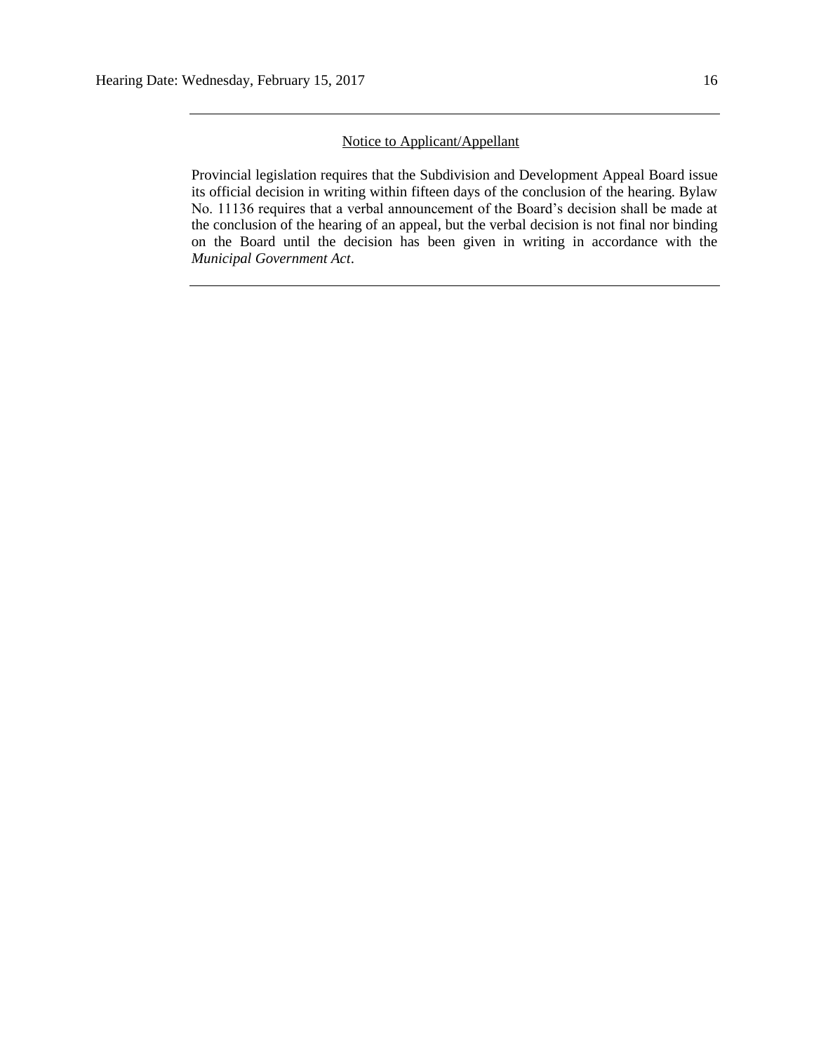---

<u>Notice to Applicant/Appellant</u>

Provincial legislation requires that the Subdivision and Development Appeal Board issue its official decision in writing within fifteen days of the conclusion of the hearing. Bylaw No. 11136 requires that a verbal announcement of the Board's decision shall be made at the conclusion of the hearing of an appeal, but the verbal decision is not final nor binding on the Board until the decision has been given in writing in accordance with the *Municipal Government Act*.

---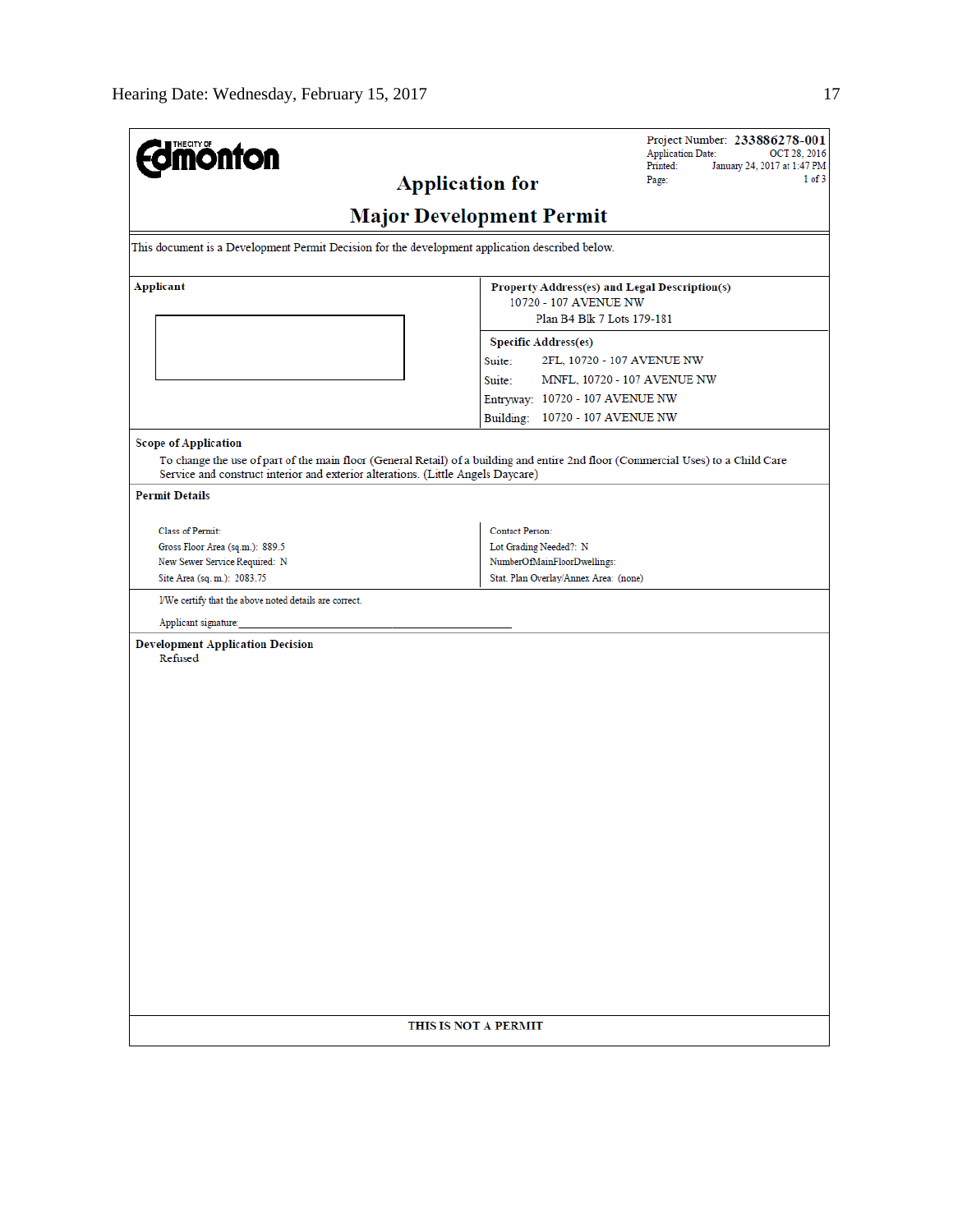**Edmonton** (THE CITY OF)

Project Number: **233886278-001**
Application Date: OCT 28, 2016
Printed: January 24, 2017 at 1:47 PM
Page: 1 of 3

# Application for
# Major Development Permit

This document is a Development Permit Decision for the development application described below.

| **Applicant** | **Property Address(es) and Legal Description(s)** |
|---|---|
| | 10720 - 107 AVENUE NW<br>Plan B4 Blk 7 Lots 179-181 |
| | **Specific Address(es)** |
| | Suite: 2FL, 10720 - 107 AVENUE NW |
| | Suite: MNFL, 10720 - 107 AVENUE NW |
| | Entryway: 10720 - 107 AVENUE NW |
| | Building: 10720 - 107 AVENUE NW |

**Scope of Application**

To change the use of part of the main floor (General Retail) of a building and entire 2nd floor (Commercial Uses) to a Child Care Service and construct interior and exterior alterations. (Little Angels Daycare)

**Permit Details**

| | |
|---|---|
| Class of Permit: | Contact Person: |
| Gross Floor Area (sq.m.): 889.5 | Lot Grading Needed?: N |
| New Sewer Service Required: N | NumberOfMainFloorDwellings: |
| Site Area (sq. m.): 2083.75 | Stat. Plan Overlay/Annex Area: (none) |

I/We certify that the above noted details are correct.

Applicant signature: ___________________________________________

**Development Application Decision**

Refused

**THIS IS NOT A PERMIT**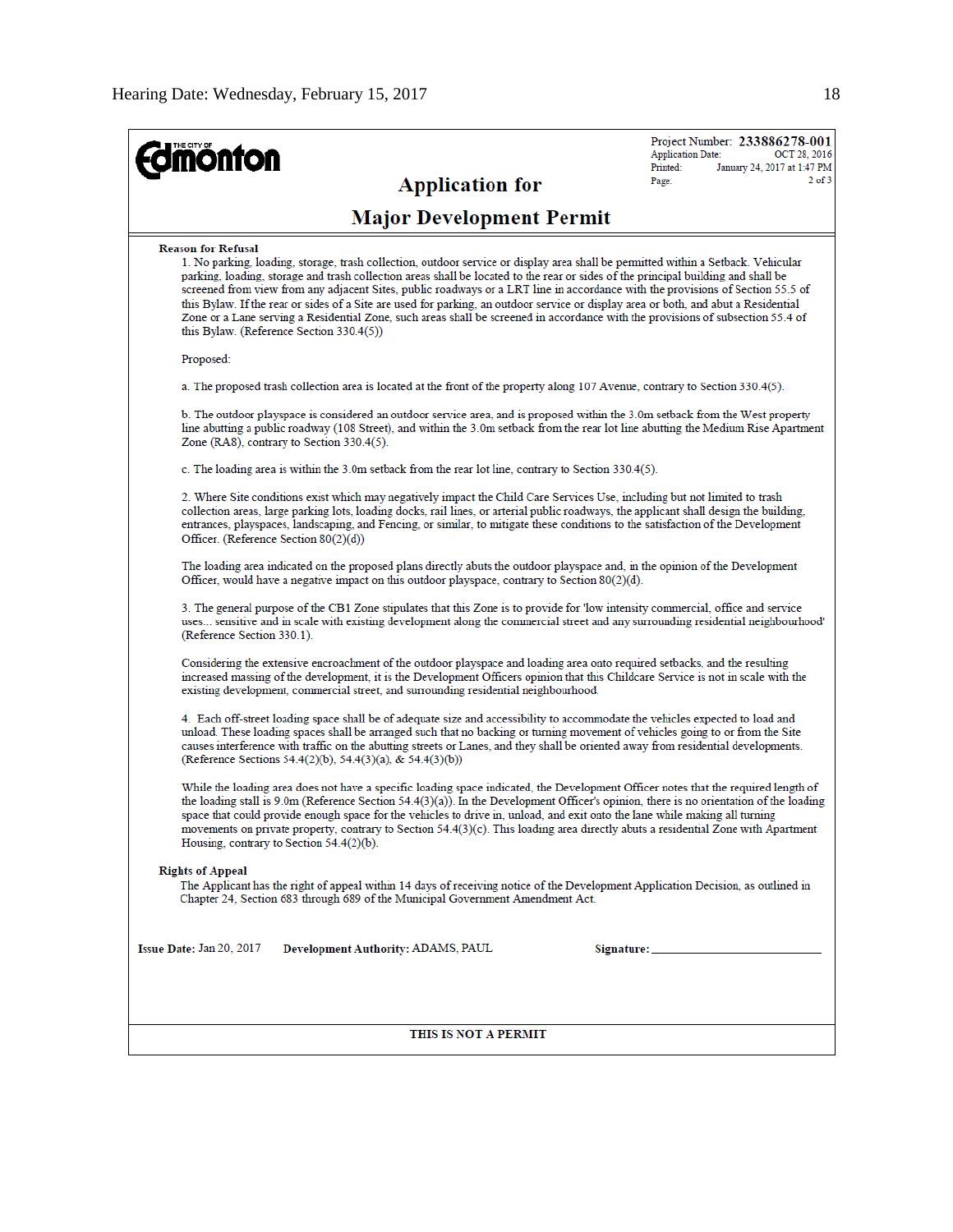**The City of Edmonton**

Project Number: **233886278-001**
Application Date: OCT 28, 2016
Printed: January 24, 2017 at 1:47 PM
Page: 2 of 3

# Application for

# Major Development Permit

**Reason for Refusal**

1. No parking, loading, storage, trash collection, outdoor service or display area shall be permitted within a Setback. Vehicular parking, loading, storage and trash collection areas shall be located to the rear or sides of the principal building and shall be screened from view from any adjacent Sites, public roadways or a LRT line in accordance with the provisions of Section 55.5 of this Bylaw. If the rear or sides of a Site are used for parking, an outdoor service or display area or both, and abut a Residential Zone or a Lane serving a Residential Zone, such areas shall be screened in accordance with the provisions of subsection 55.4 of this Bylaw. (Reference Section 330.4(5))

Proposed:

a. The proposed trash collection area is located at the front of the property along 107 Avenue, contrary to Section 330.4(5).

b. The outdoor playspace is considered an outdoor service area, and is proposed within the 3.0m setback from the West property line abutting a public roadway (108 Street), and within the 3.0m setback from the rear lot line abutting the Medium Rise Apartment Zone (RA8), contrary to Section 330.4(5).

c. The loading area is within the 3.0m setback from the rear lot line, contrary to Section 330.4(5).

2. Where Site conditions exist which may negatively impact the Child Care Services Use, including but not limited to trash collection areas, large parking lots, loading docks, rail lines, or arterial public roadways, the applicant shall design the building, entrances, playspaces, landscaping, and Fencing, or similar, to mitigate these conditions to the satisfaction of the Development Officer. (Reference Section 80(2)(d))

The loading area indicated on the proposed plans directly abuts the outdoor playspace and, in the opinion of the Development Officer, would have a negative impact on this outdoor playspace, contrary to Section 80(2)(d).

3. The general purpose of the CB1 Zone stipulates that this Zone is to provide for 'low intensity commercial, office and service uses... sensitive and in scale with existing development along the commercial street and any surrounding residential neighbourhood' (Reference Section 330.1).

Considering the extensive encroachment of the outdoor playspace and loading area onto required setbacks, and the resulting increased massing of the development, it is the Development Officers opinion that this Childcare Service is not in scale with the existing development, commercial street, and surrounding residential neighbourhood.

4. Each off-street loading space shall be of adequate size and accessibility to accommodate the vehicles expected to load and unload. These loading spaces shall be arranged such that no backing or turning movement of vehicles going to or from the Site causes interference with traffic on the abutting streets or Lanes, and they shall be oriented away from residential developments. (Reference Sections 54.4(2)(b), 54.4(3)(a), & 54.4(3)(b))

While the loading area does not have a specific loading space indicated, the Development Officer notes that the required length of the loading stall is 9.0m (Reference Section 54.4(3)(a)). In the Development Officer's opinion, there is no orientation of the loading space that could provide enough space for the vehicles to drive in, unload, and exit onto the lane while making all turning movements on private property, contrary to Section 54.4(3)(c). This loading area directly abuts a residential Zone with Apartment Housing, contrary to Section 54.4(2)(b).

**Rights of Appeal**

The Applicant has the right of appeal within 14 days of receiving notice of the Development Application Decision, as outlined in Chapter 24, Section 683 through 689 of the Municipal Government Amendment Act.

**Issue Date:** Jan 20, 2017 **Development Authority:** ADAMS, PAUL **Signature:** ____________________

**THIS IS NOT A PERMIT**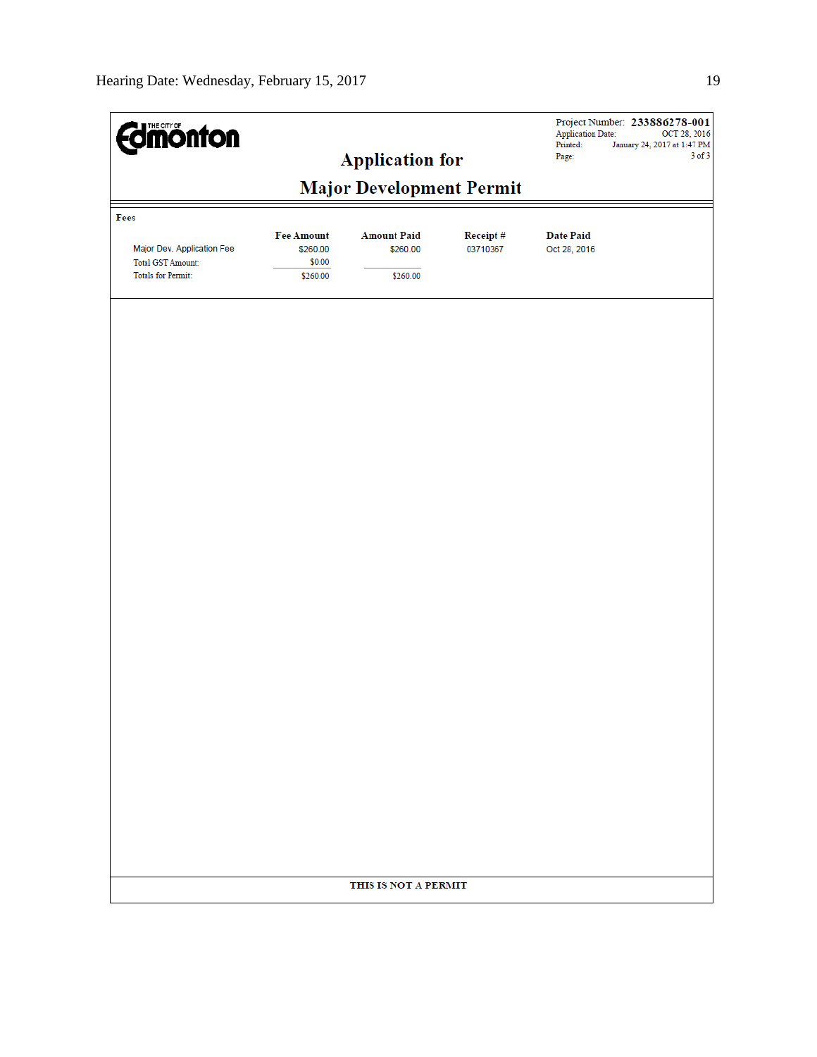THE CITY OF Edmonton

# Application for Major Development Permit

Project Number: **233886278-001**
Application Date: OCT 28, 2016
Printed: January 24, 2017 at 1:47 PM
Page: 3 of 3

**Fees**

| | Fee Amount | Amount Paid | Receipt # | Date Paid |
|---|---|---|---|---|
| Major Dev. Application Fee | $260.00 | $260.00 | 03710367 | Oct 28, 2016 |
| Total GST Amount: | $0.00 | | | |
| Totals for Permit: | $260.00 | $260.00 | | |

**THIS IS NOT A PERMIT**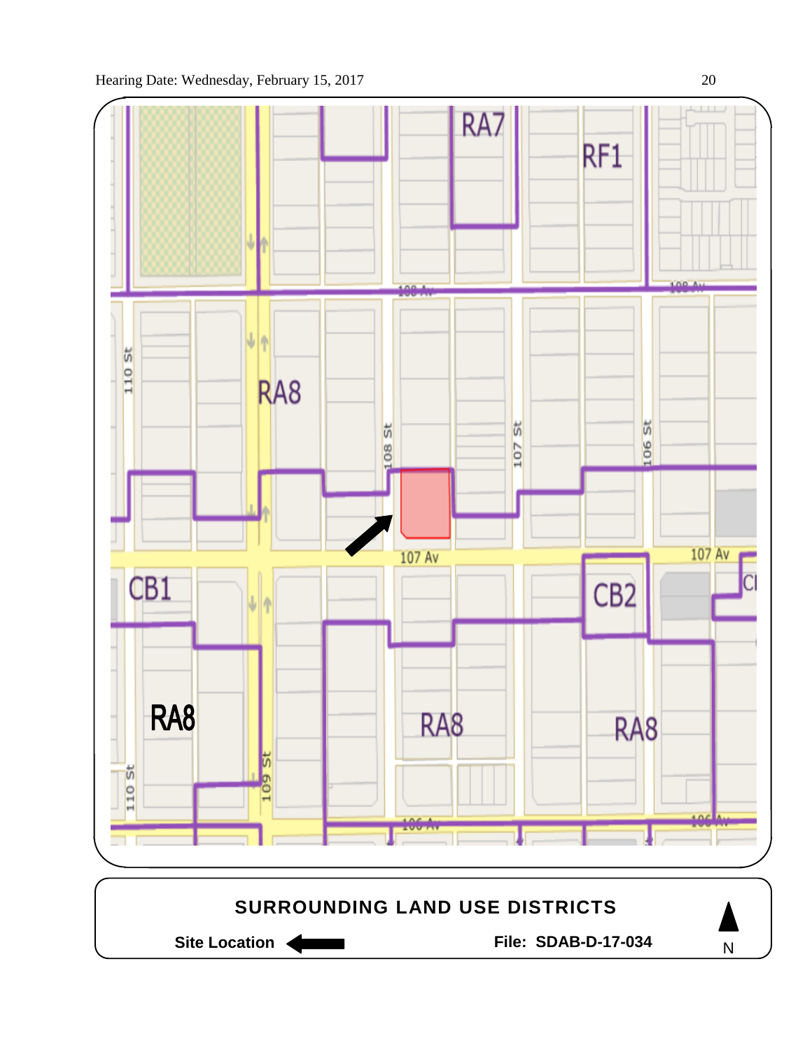RA7

RF1

108 Av

108 Av

110 St

RA8

108 St

107 St

106 St

107 Av

107 Av

CB1

CB2

CI

RA8

109 St

110 St

RA8

RA8

106 Av

106 Av

**SURROUNDING LAND USE DISTRICTS**

**Site Location**

**File: SDAB-D-17-034**

N